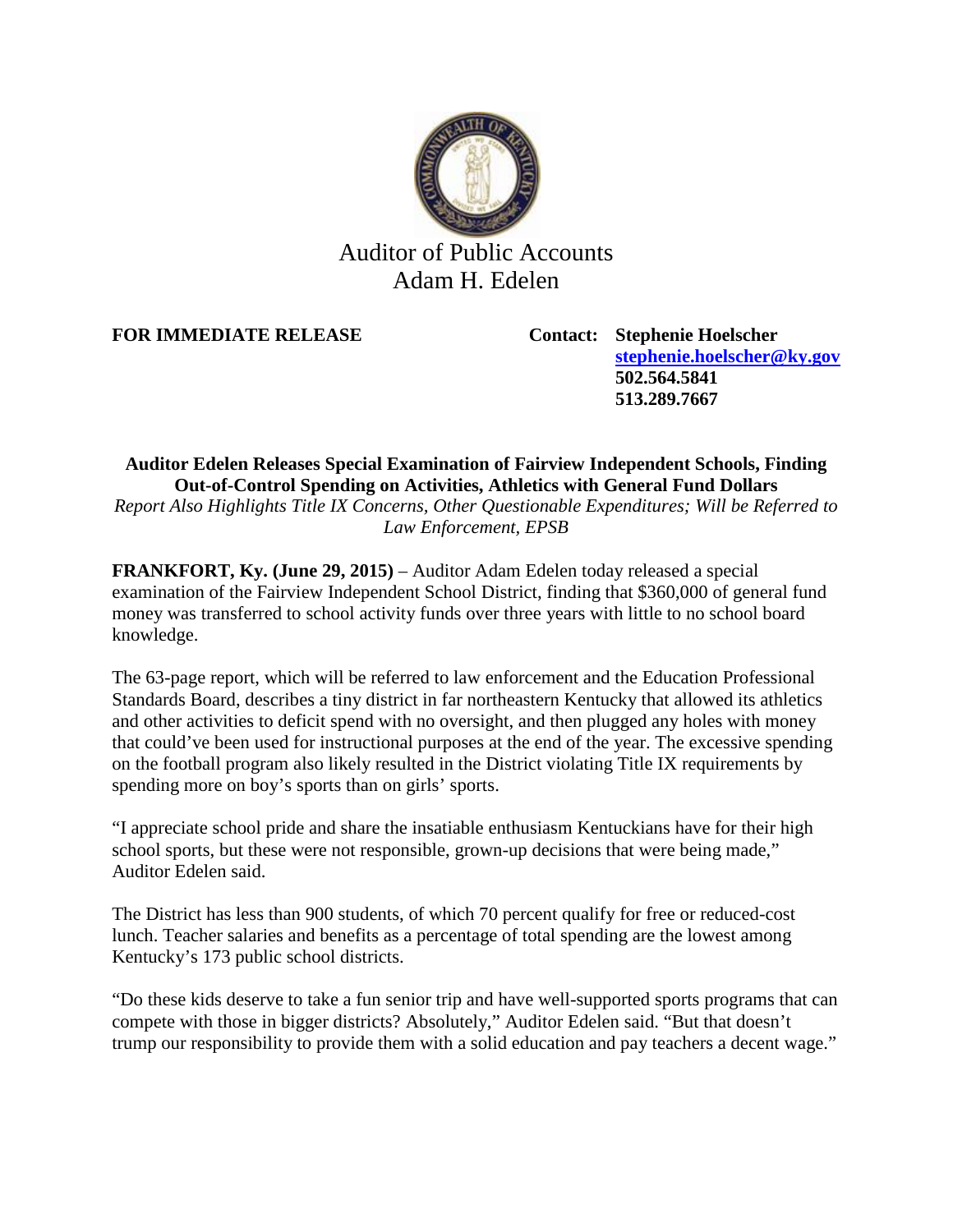# Auditor of Public Accounts
# Adam H. Edelen

**FOR IMMEDIATE RELEASE**

**Contact: Stephenie Hoelscher**
**[stephenie.hoelscher@ky.gov](mailto:stephenie.hoelscher@ky.gov)**
**502.564.5841**
**513.289.7667**

**Auditor Edelen Releases Special Examination of Fairview Independent Schools, Finding Out-of-Control Spending on Activities, Athletics with General Fund Dollars**

*Report Also Highlights Title IX Concerns, Other Questionable Expenditures; Will be Referred to Law Enforcement, EPSB*

**FRANKFORT, Ky. (June 29, 2015)** – Auditor Adam Edelen today released a special examination of the Fairview Independent School District, finding that $360,000 of general fund money was transferred to school activity funds over three years with little to no school board knowledge.

The 63-page report, which will be referred to law enforcement and the Education Professional Standards Board, describes a tiny district in far northeastern Kentucky that allowed its athletics and other activities to deficit spend with no oversight, and then plugged any holes with money that could've been used for instructional purposes at the end of the year. The excessive spending on the football program also likely resulted in the District violating Title IX requirements by spending more on boy's sports than on girls' sports.

"I appreciate school pride and share the insatiable enthusiasm Kentuckians have for their high school sports, but these were not responsible, grown-up decisions that were being made," Auditor Edelen said.

The District has less than 900 students, of which 70 percent qualify for free or reduced-cost lunch. Teacher salaries and benefits as a percentage of total spending are the lowest among Kentucky's 173 public school districts.

"Do these kids deserve to take a fun senior trip and have well-supported sports programs that can compete with those in bigger districts? Absolutely," Auditor Edelen said. "But that doesn't trump our responsibility to provide them with a solid education and pay teachers a decent wage."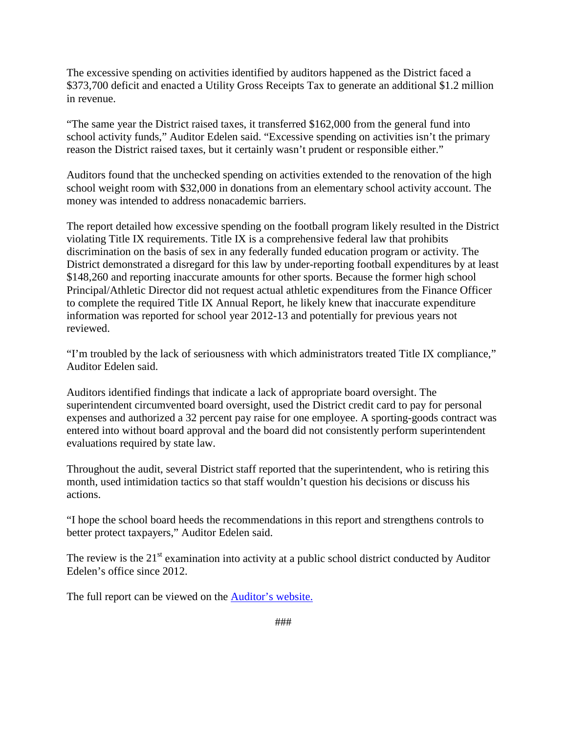The excessive spending on activities identified by auditors happened as the District faced a $373,700 deficit and enacted a Utility Gross Receipts Tax to generate an additional $1.2 million in revenue.

"The same year the District raised taxes, it transferred $162,000 from the general fund into school activity funds," Auditor Edelen said. "Excessive spending on activities isn't the primary reason the District raised taxes, but it certainly wasn't prudent or responsible either."

Auditors found that the unchecked spending on activities extended to the renovation of the high school weight room with $32,000 in donations from an elementary school activity account. The money was intended to address nonacademic barriers.

The report detailed how excessive spending on the football program likely resulted in the District violating Title IX requirements. Title IX is a comprehensive federal law that prohibits discrimination on the basis of sex in any federally funded education program or activity. The District demonstrated a disregard for this law by under-reporting football expenditures by at least $148,260 and reporting inaccurate amounts for other sports. Because the former high school Principal/Athletic Director did not request actual athletic expenditures from the Finance Officer to complete the required Title IX Annual Report, he likely knew that inaccurate expenditure information was reported for school year 2012-13 and potentially for previous years not reviewed.

"I'm troubled by the lack of seriousness with which administrators treated Title IX compliance," Auditor Edelen said.

Auditors identified findings that indicate a lack of appropriate board oversight. The superintendent circumvented board oversight, used the District credit card to pay for personal expenses and authorized a 32 percent pay raise for one employee. A sporting-goods contract was entered into without board approval and the board did not consistently perform superintendent evaluations required by state law.

Throughout the audit, several District staff reported that the superintendent, who is retiring this month, used intimidation tactics so that staff wouldn't question his decisions or discuss his actions.

"I hope the school board heeds the recommendations in this report and strengthens controls to better protect taxpayers," Auditor Edelen said.

The review is the 21st examination into activity at a public school district conducted by Auditor Edelen's office since 2012.

The full report can be viewed on the Auditor's website.

###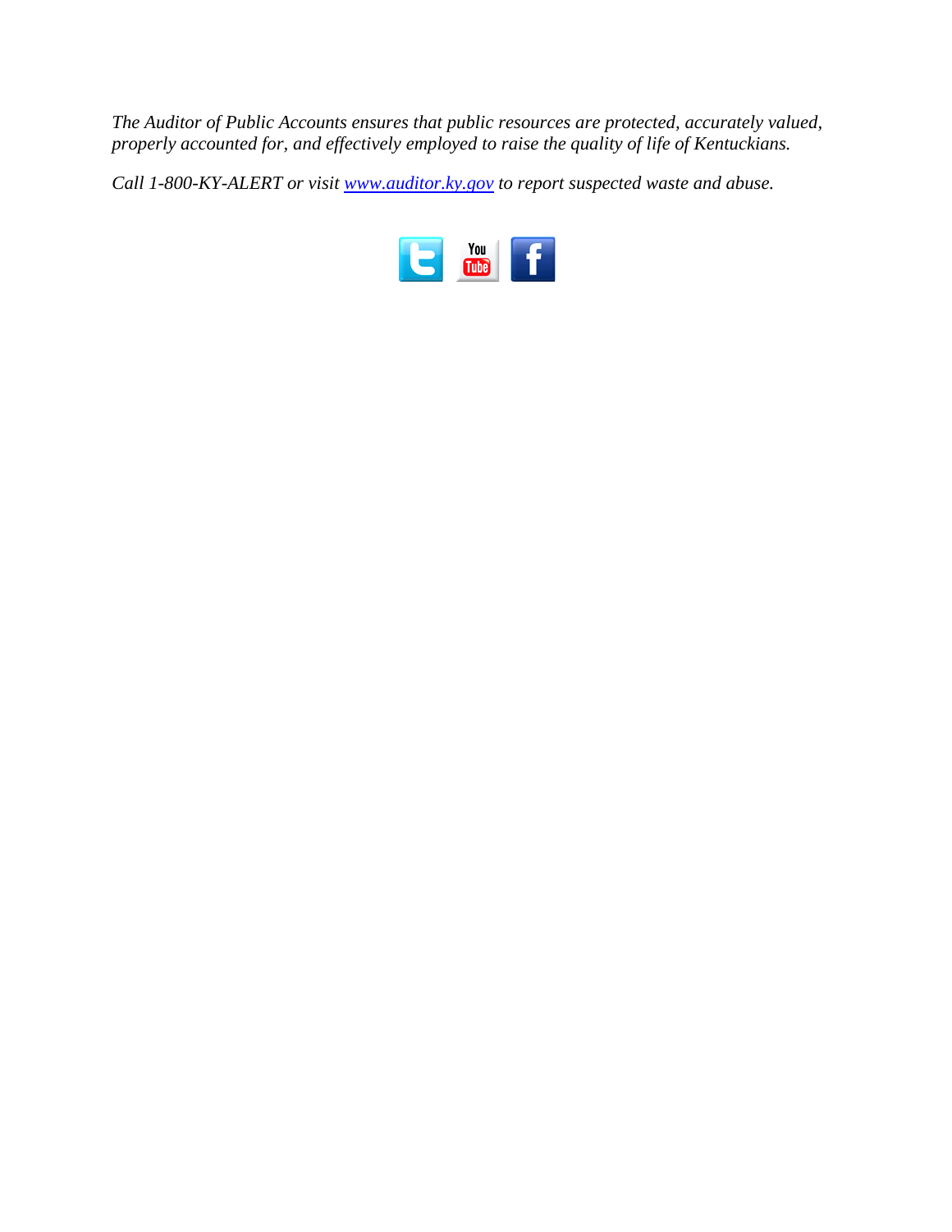*The Auditor of Public Accounts ensures that public resources are protected, accurately valued, properly accounted for, and effectively employed to raise the quality of life of Kentuckians.*

*Call 1-800-KY-ALERT or visit [www.auditor.ky.gov](http://www.auditor.ky.gov) to report suspected waste and abuse.*